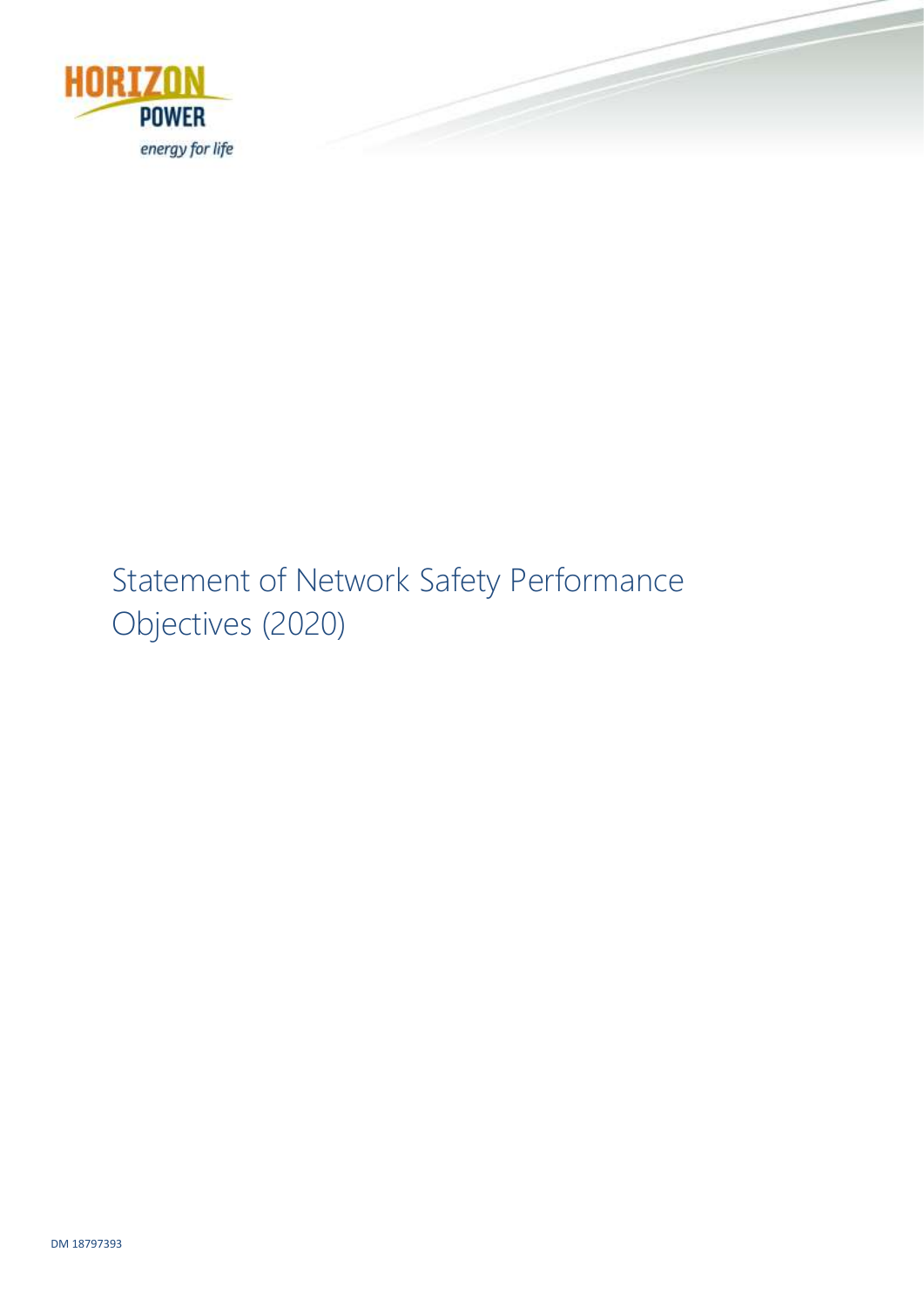# Statement of Network Safety Performance Objectives (2020)

DM 18797393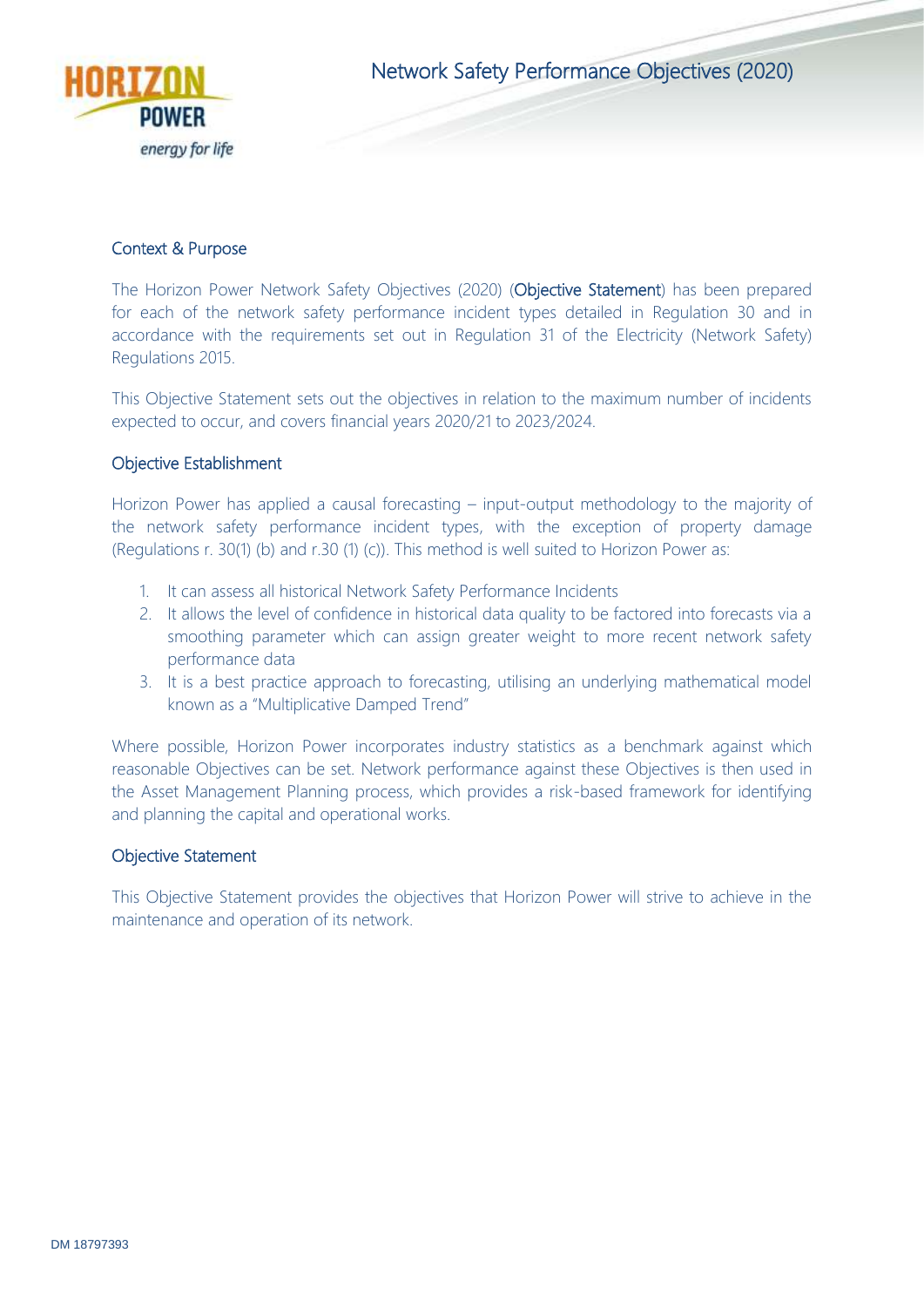# Network Safety Performance Objectives (2020)

## Context & Purpose

The Horizon Power Network Safety Objectives (2020) (**Objective Statement**) has been prepared for each of the network safety performance incident types detailed in Regulation 30 and in accordance with the requirements set out in Regulation 31 of the Electricity (Network Safety) Regulations 2015.

This Objective Statement sets out the objectives in relation to the maximum number of incidents expected to occur, and covers financial years 2020/21 to 2023/2024.

## Objective Establishment

Horizon Power has applied a causal forecasting – input-output methodology to the majority of the network safety performance incident types, with the exception of property damage (Regulations r. 30(1) (b) and r.30 (1) (c)). This method is well suited to Horizon Power as:

1. It can assess all historical Network Safety Performance Incidents
2. It allows the level of confidence in historical data quality to be factored into forecasts via a smoothing parameter which can assign greater weight to more recent network safety performance data
3. It is a best practice approach to forecasting, utilising an underlying mathematical model known as a "Multiplicative Damped Trend"

Where possible, Horizon Power incorporates industry statistics as a benchmark against which reasonable Objectives can be set. Network performance against these Objectives is then used in the Asset Management Planning process, which provides a risk-based framework for identifying and planning the capital and operational works.

## Objective Statement

This Objective Statement provides the objectives that Horizon Power will strive to achieve in the maintenance and operation of its network.

DM 18797393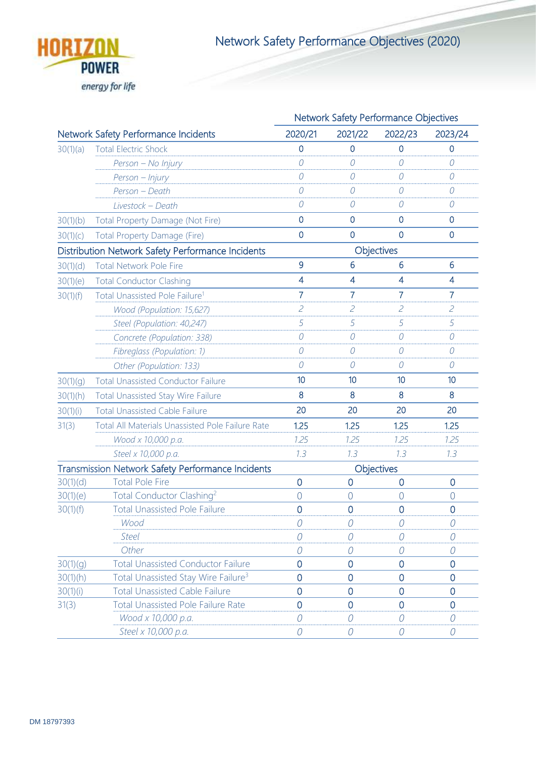# Network Safety Performance Objectives (2020)

| | Network Safety Performance Incidents | Network Safety Performance Objectives | | | |
|---|---|---|---|---|---|
| | | 2020/21 | 2021/22 | 2022/23 | 2023/24 |
| 30(1)(a) | Total Electric Shock | 0 | 0 | 0 | 0 |
| | *Person – No Injury* | *0* | *0* | *0* | *0* |
| | *Person – Injury* | *0* | *0* | *0* | *0* |
| | *Person – Death* | *0* | *0* | *0* | *0* |
| | *Livestock – Death* | *0* | *0* | *0* | *0* |
| 30(1)(b) | Total Property Damage (Not Fire) | 0 | 0 | 0 | 0 |
| 30(1)(c) | Total Property Damage (Fire) | 0 | 0 | 0 | 0 |
| **Distribution Network Safety Performance Incidents** | | **Objectives** | | | |
| 30(1)(d) | Total Network Pole Fire | 9 | 6 | 6 | 6 |
| 30(1)(e) | Total Conductor Clashing | 4 | 4 | 4 | 4 |
| 30(1)(f) | Total Unassisted Pole Failure[1] | 7 | 7 | 7 | 7 |
| | *Wood (Population: 15,627)* | *2* | *2* | *2* | *2* |
| | *Steel (Population: 40,247)* | *5* | *5* | *5* | *5* |
| | *Concrete (Population: 338)* | *0* | *0* | *0* | *0* |
| | *Fibreglass (Population: 1)* | *0* | *0* | *0* | *0* |
| | *Other (Population: 133)* | *0* | *0* | *0* | *0* |
| 30(1)(g) | Total Unassisted Conductor Failure | 10 | 10 | 10 | 10 |
| 30(1)(h) | Total Unassisted Stay Wire Failure | 8 | 8 | 8 | 8 |
| 30(1)(i) | Total Unassisted Cable Failure | 20 | 20 | 20 | 20 |
| 31(3) | Total All Materials Unassisted Pole Failure Rate | 1.25 | 1.25 | 1.25 | 1.25 |
| | *Wood x 10,000 p.a.* | *1.25* | *1.25* | *1.25* | *1.25* |
| | *Steel x 10,000 p.a.* | *1.3* | *1.3* | *1.3* | *1.3* |
| **Transmission Network Safety Performance Incidents** | | **Objectives** | | | |
| 30(1)(d) | Total Pole Fire | 0 | 0 | 0 | 0 |
| 30(1)(e) | Total Conductor Clashing[2] | 0 | 0 | 0 | 0 |
| 30(1)(f) | Total Unassisted Pole Failure | 0 | 0 | 0 | 0 |
| | *Wood* | *0* | *0* | *0* | *0* |
| | *Steel* | *0* | *0* | *0* | *0* |
| | *Other* | *0* | *0* | *0* | *0* |
| 30(1)(g) | Total Unassisted Conductor Failure | 0 | 0 | 0 | 0 |
| 30(1)(h) | Total Unassisted Stay Wire Failure[3] | 0 | 0 | 0 | 0 |
| 30(1)(i) | Total Unassisted Cable Failure | 0 | 0 | 0 | 0 |
| 31(3) | Total Unassisted Pole Failure Rate | 0 | 0 | 0 | 0 |
| | *Wood x 10,000 p.a.* | *0* | *0* | *0* | *0* |
| | *Steel x 10,000 p.a.* | *0* | *0* | *0* | *0* |

DM 18797393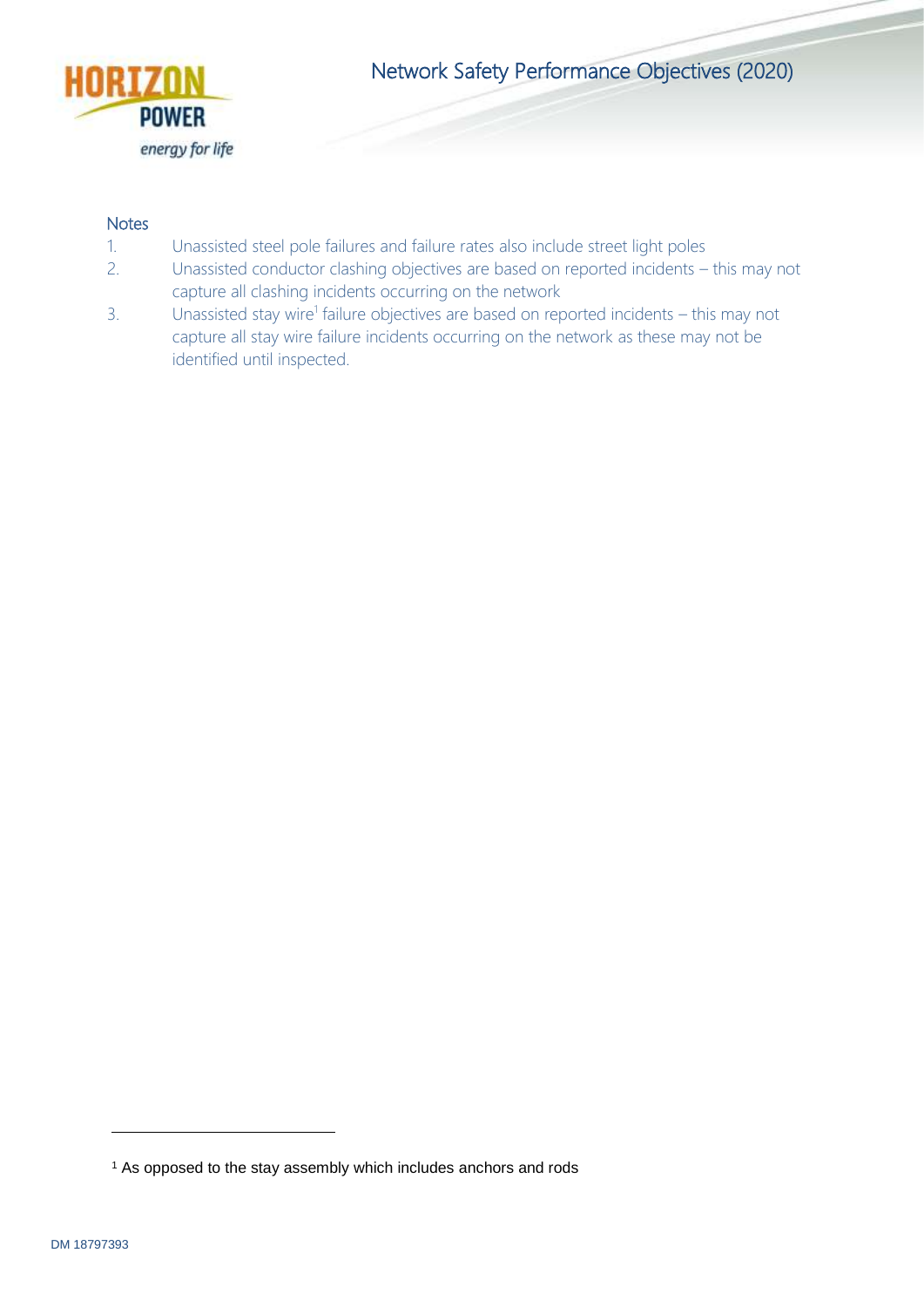### Notes

1. Unassisted steel pole failures and failure rates also include street light poles
2. Unassisted conductor clashing objectives are based on reported incidents – this may not capture all clashing incidents occurring on the network
3. Unassisted stay wire[1] failure objectives are based on reported incidents – this may not capture all stay wire failure incidents occurring on the network as these may not be identified until inspected.

---

[1] As opposed to the stay assembly which includes anchors and rods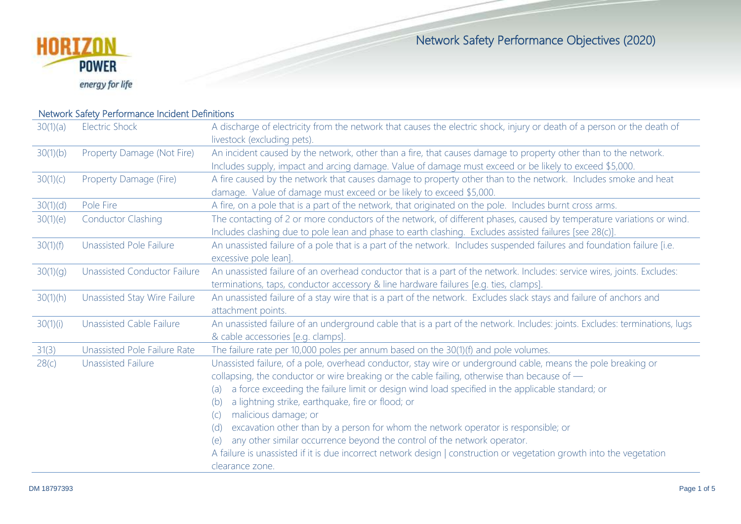# Network Safety Performance Objectives (2020)

## Network Safety Performance Incident Definitions

| | | |
|---|---|---|
| 30(1)(a) | Electric Shock | A discharge of electricity from the network that causes the electric shock, injury or death of a person or the death of livestock (excluding pets). |
| 30(1)(b) | Property Damage (Not Fire) | An incident caused by the network, other than a fire, that causes damage to property other than to the network. Includes supply, impact and arcing damage. Value of damage must exceed or be likely to exceed $5,000. |
| 30(1)(c) | Property Damage (Fire) | A fire caused by the network that causes damage to property other than to the network. Includes smoke and heat damage. Value of damage must exceed or be likely to exceed $5,000. |
| 30(1)(d) | Pole Fire | A fire, on a pole that is a part of the network, that originated on the pole. Includes burnt cross arms. |
| 30(1)(e) | Conductor Clashing | The contacting of 2 or more conductors of the network, of different phases, caused by temperature variations or wind. Includes clashing due to pole lean and phase to earth clashing. Excludes assisted failures [see 28(c)]. |
| 30(1)(f) | Unassisted Pole Failure | An unassisted failure of a pole that is a part of the network. Includes suspended failures and foundation failure [i.e. excessive pole lean]. |
| 30(1)(g) | Unassisted Conductor Failure | An unassisted failure of an overhead conductor that is a part of the network. Includes: service wires, joints. Excludes: terminations, taps, conductor accessory & line hardware failures [e.g. ties, clamps]. |
| 30(1)(h) | Unassisted Stay Wire Failure | An unassisted failure of a stay wire that is a part of the network. Excludes slack stays and failure of anchors and attachment points. |
| 30(1)(i) | Unassisted Cable Failure | An unassisted failure of an underground cable that is a part of the network. Includes: joints. Excludes: terminations, lugs & cable accessories [e.g. clamps]. |
| 31(3) | Unassisted Pole Failure Rate | The failure rate per 10,000 poles per annum based on the 30(1)(f) and pole volumes. |
| 28(c) | Unassisted Failure | Unassisted failure, of a pole, overhead conductor, stay wire or underground cable, means the pole breaking or collapsing, the conductor or wire breaking or the cable failing, otherwise than because of — (a) a force exceeding the failure limit or design wind load specified in the applicable standard; or (b) a lightning strike, earthquake, fire or flood; or (c) malicious damage; or (d) excavation other than by a person for whom the network operator is responsible; or (e) any other similar occurrence beyond the control of the network operator. A failure is unassisted if it is due incorrect network design \| construction or vegetation growth into the vegetation clearance zone. |

DM 18797393